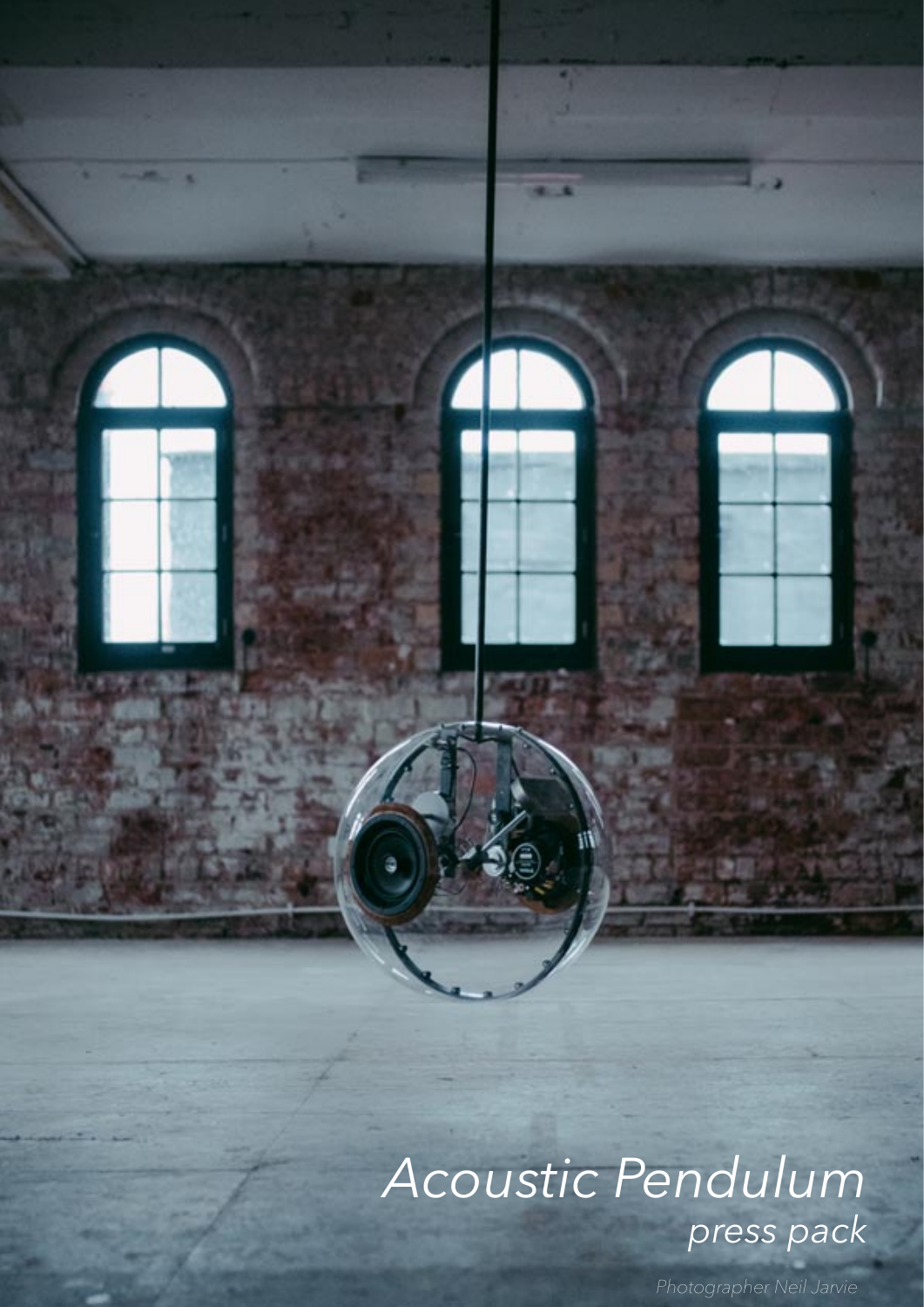# Acoustic Pendulum

*press pack*

*Photographer Neil Jarvie*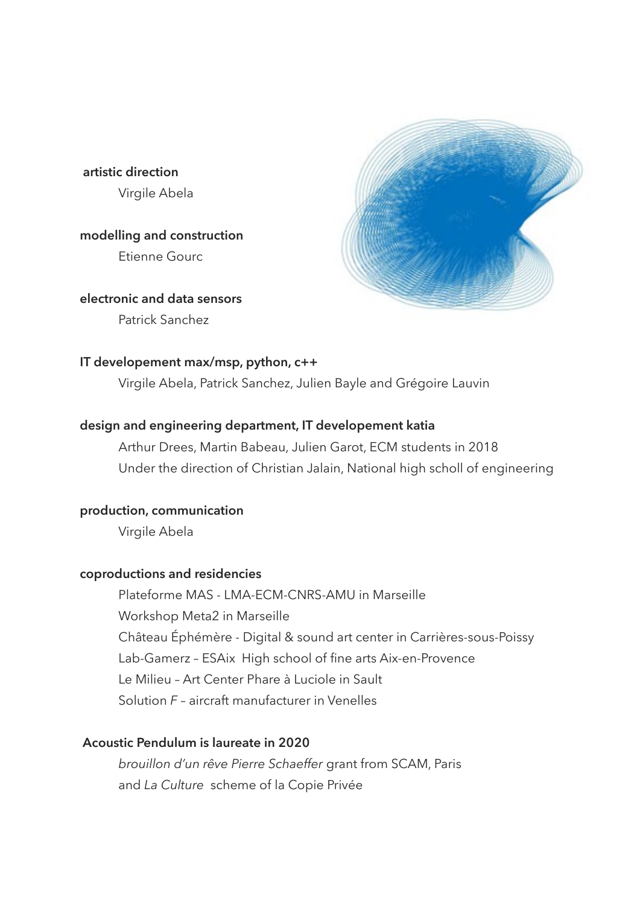**artistic direction**

Virgile Abela

**modelling and construction**

Etienne Gourc

**electronic and data sensors**

Patrick Sanchez

**IT developement max/msp, python, c++**

Virgile Abela, Patrick Sanchez, Julien Bayle and Grégoire Lauvin

**design and engineering department, IT developement katia**

Arthur Drees, Martin Babeau, Julien Garot, ECM students in 2018
Under the direction of Christian Jalain, National high scholl of engineering

**production, communication**

Virgile Abela

**coproductions and residencies**

Plateforme MAS - LMA-ECM-CNRS-AMU in Marseille
Workshop Meta2 in Marseille
Château Éphémère - Digital & sound art center in Carrières-sous-Poissy
Lab-Gamerz – ESAix High school of fine arts Aix-en-Provence
Le Milieu – Art Center Phare à Luciole in Sault
Solution *F* – aircraft manufacturer in Venelles

**Acoustic Pendulum is laureate in 2020**

*brouillon d'un rêve Pierre Schaeffer* grant from SCAM, Paris
and *La Culture* scheme of la Copie Privée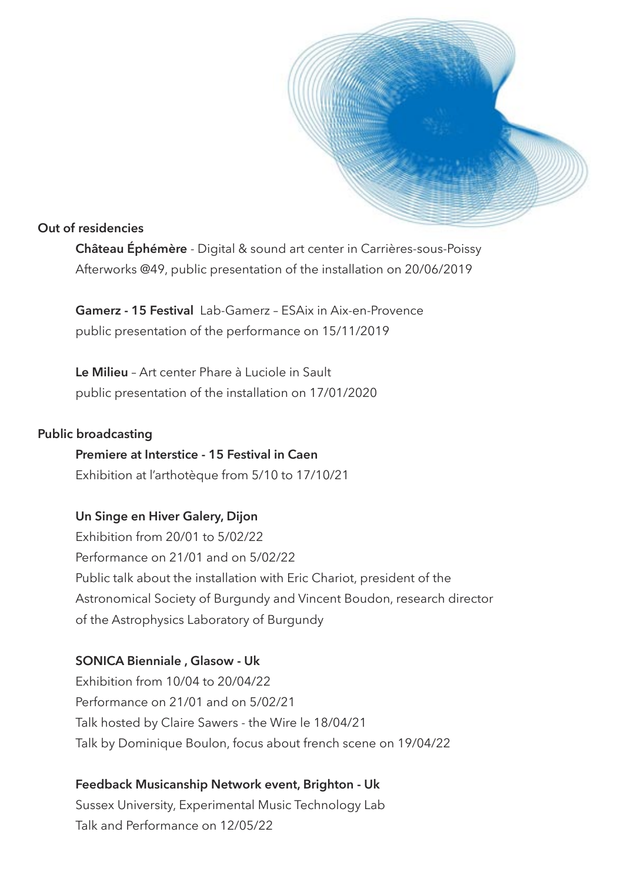## Out of residencies

**Château Éphémère** - Digital & sound art center in Carrières-sous-Poissy
Afterworks @49, public presentation of the installation on 20/06/2019

**Gamerz - 15 Festival** Lab-Gamerz – ESAix in Aix-en-Provence
public presentation of the performance on 15/11/2019

**Le Milieu** – Art center Phare à Luciole in Sault
public presentation of the installation on 17/01/2020

## Public broadcasting

**Premiere at Interstice - 15 Festival in Caen**
Exhibition at l'arthotèque from 5/10 to 17/10/21

**Un Singe en Hiver Galery, Dijon**
Exhibition from 20/01 to 5/02/22
Performance on 21/01 and on 5/02/22
Public talk about the installation with Eric Chariot, president of the Astronomical Society of Burgundy and Vincent Boudon, research director of the Astrophysics Laboratory of Burgundy

**SONICA Bienniale , Glasow - Uk**
Exhibition from 10/04 to 20/04/22
Performance on 21/01 and on 5/02/21
Talk hosted by Claire Sawers - the Wire le 18/04/21
Talk by Dominique Boulon, focus about french scene on 19/04/22

**Feedback Musicanship Network event, Brighton - Uk**
Sussex University, Experimental Music Technology Lab
Talk and Performance on 12/05/22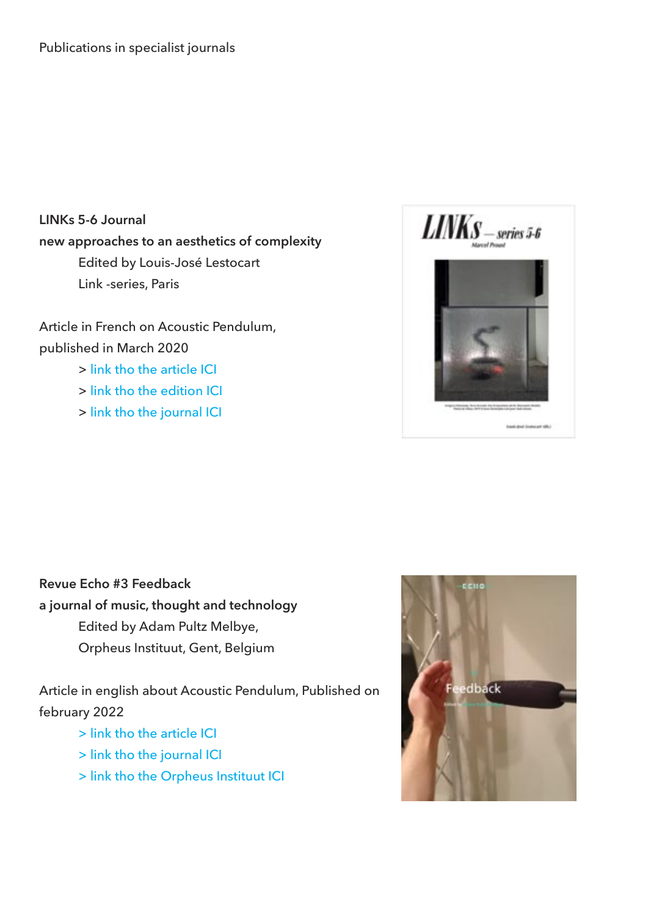Publications in specialist journals

**LINKs 5-6 Journal**

**new approaches to an aesthetics of complexity**

Edited by Louis-José Lestocart

Link -series, Paris

Article in French on Acoustic Pendulum, published in March 2020

> link tho the article ICI

> link tho the edition ICI

> link tho the journal ICI

**Revue Echo #3 Feedback**

**a journal of music, thought and technology**

Edited by Adam Pultz Melbye,

Orpheus Instituut, Gent, Belgium

Article in english about Acoustic Pendulum, Published on february 2022

> link tho the article ICI

> link tho the journal ICI

> link tho the Orpheus Instituut ICI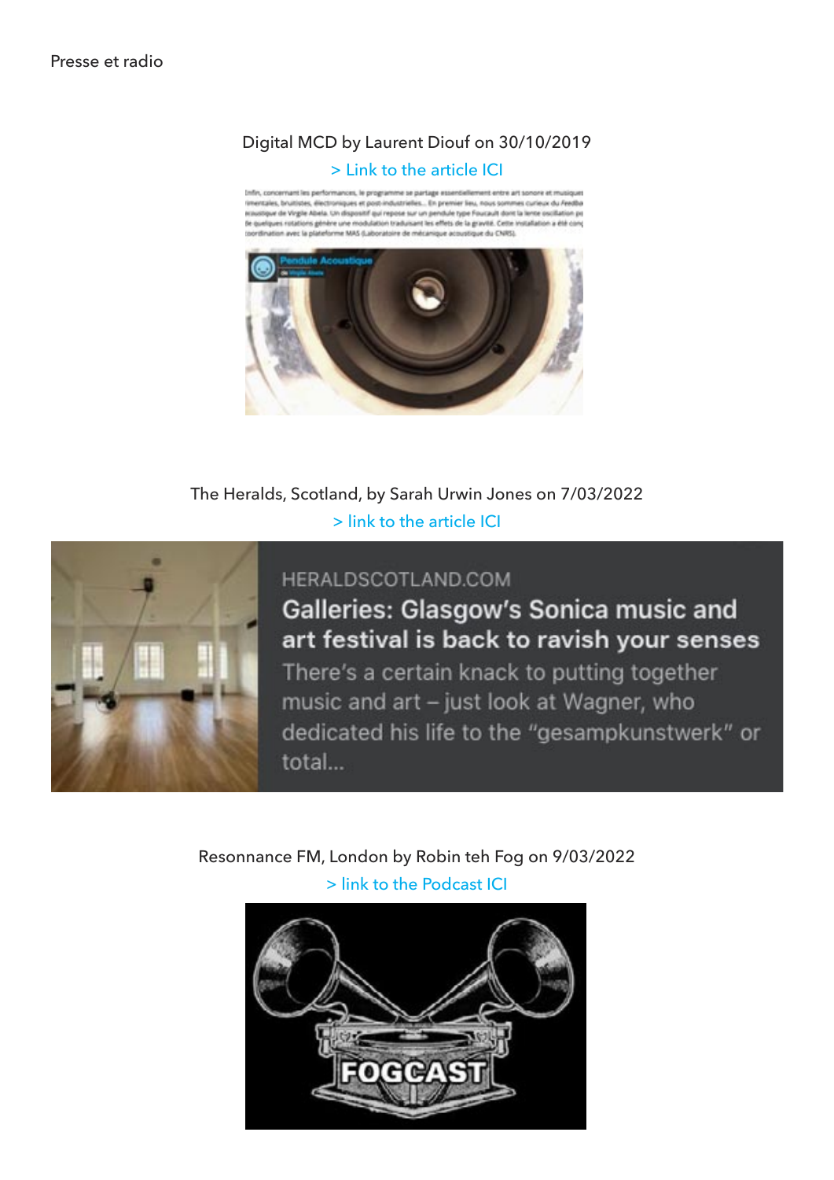Presse et radio

Digital MCD by Laurent Diouf on 30/10/2019

> Link to the article ICI

The Heralds, Scotland, by Sarah Urwin Jones on 7/03/2022

> link to the article ICI

Resonnance FM, London by Robin teh Fog on 9/03/2022

> link to the Podcast ICI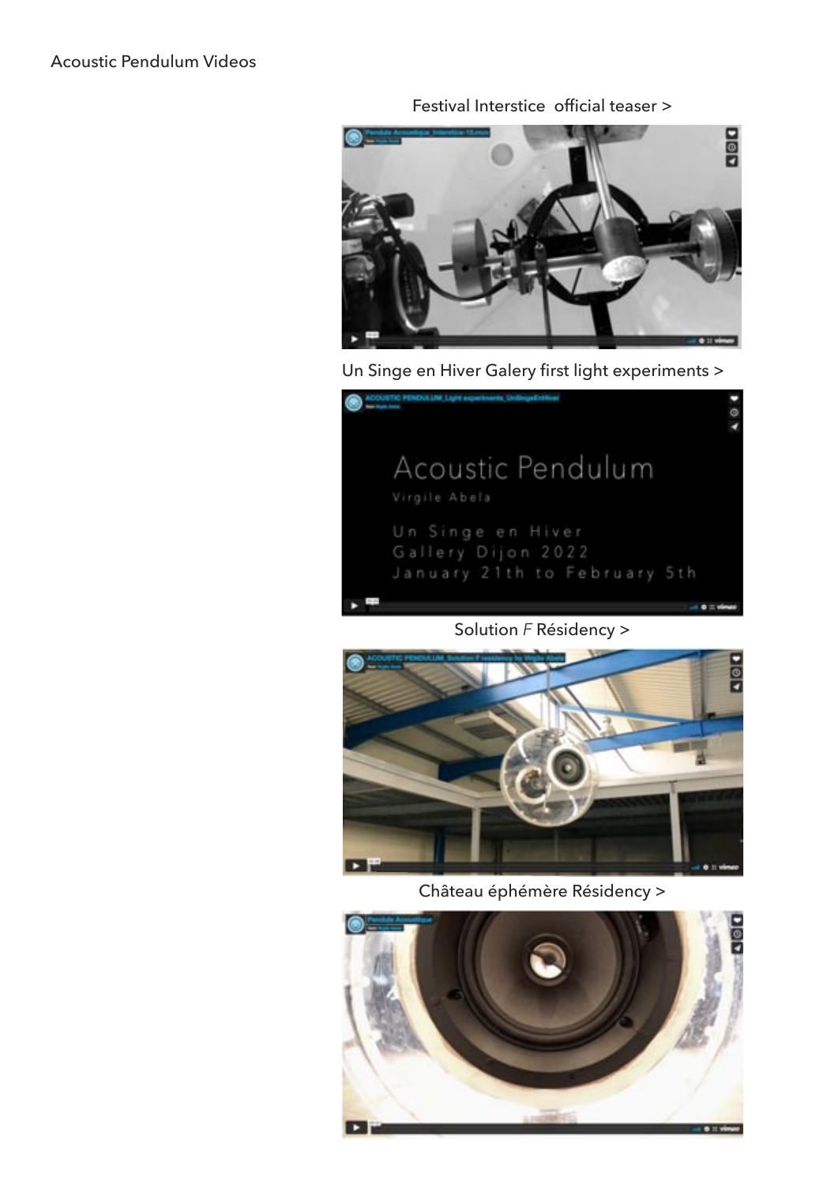Acoustic Pendulum Videos

Festival Interstice  official teaser >

Un Singe en Hiver Galery first light experiments >

Solution *F* Résidency >

Château éphémère Résidency >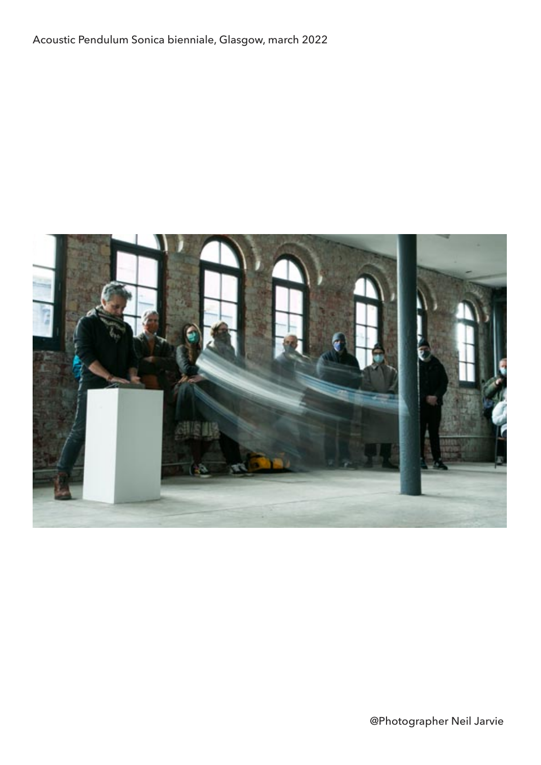Acoustic Pendulum Sonica bienniale, Glasgow, march 2022

@Photographer Neil Jarvie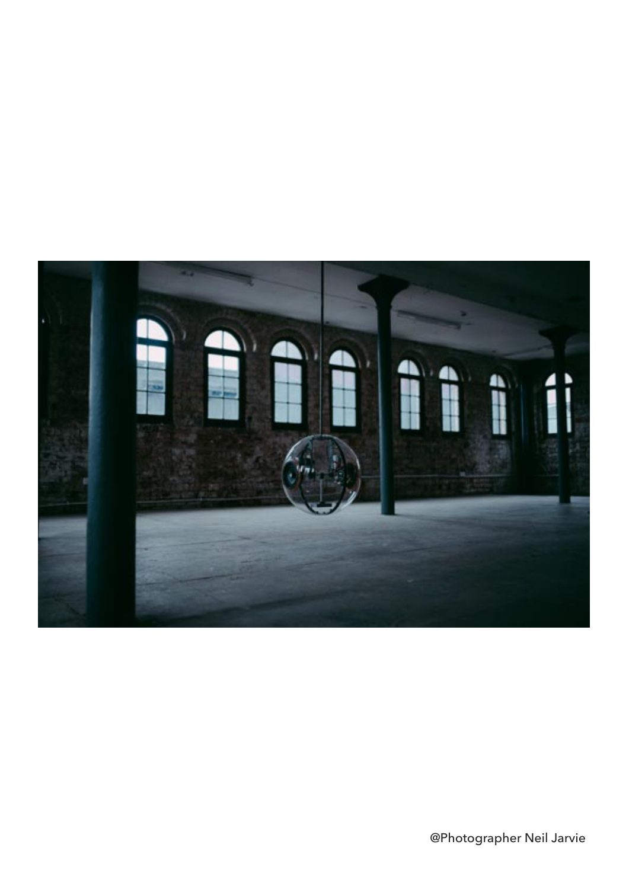@Photographer Neil Jarvie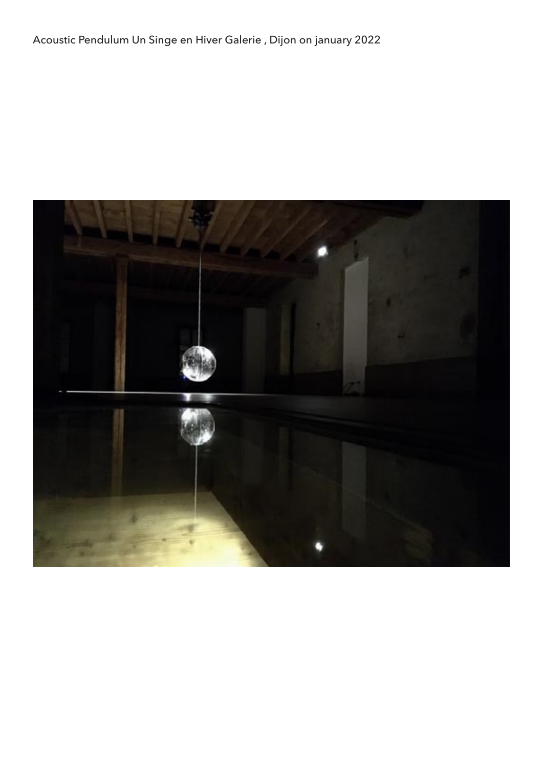Acoustic Pendulum Un Singe en Hiver Galerie , Dijon on january 2022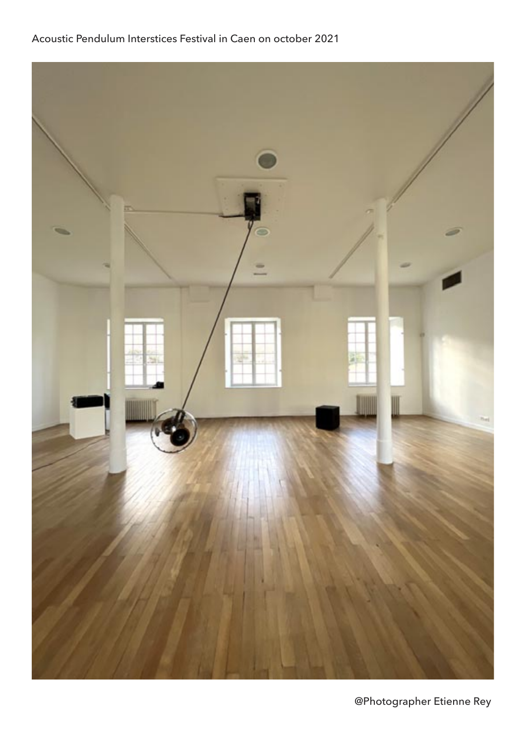Acoustic Pendulum Interstices Festival in Caen on october 2021

@Photographer Etienne Rey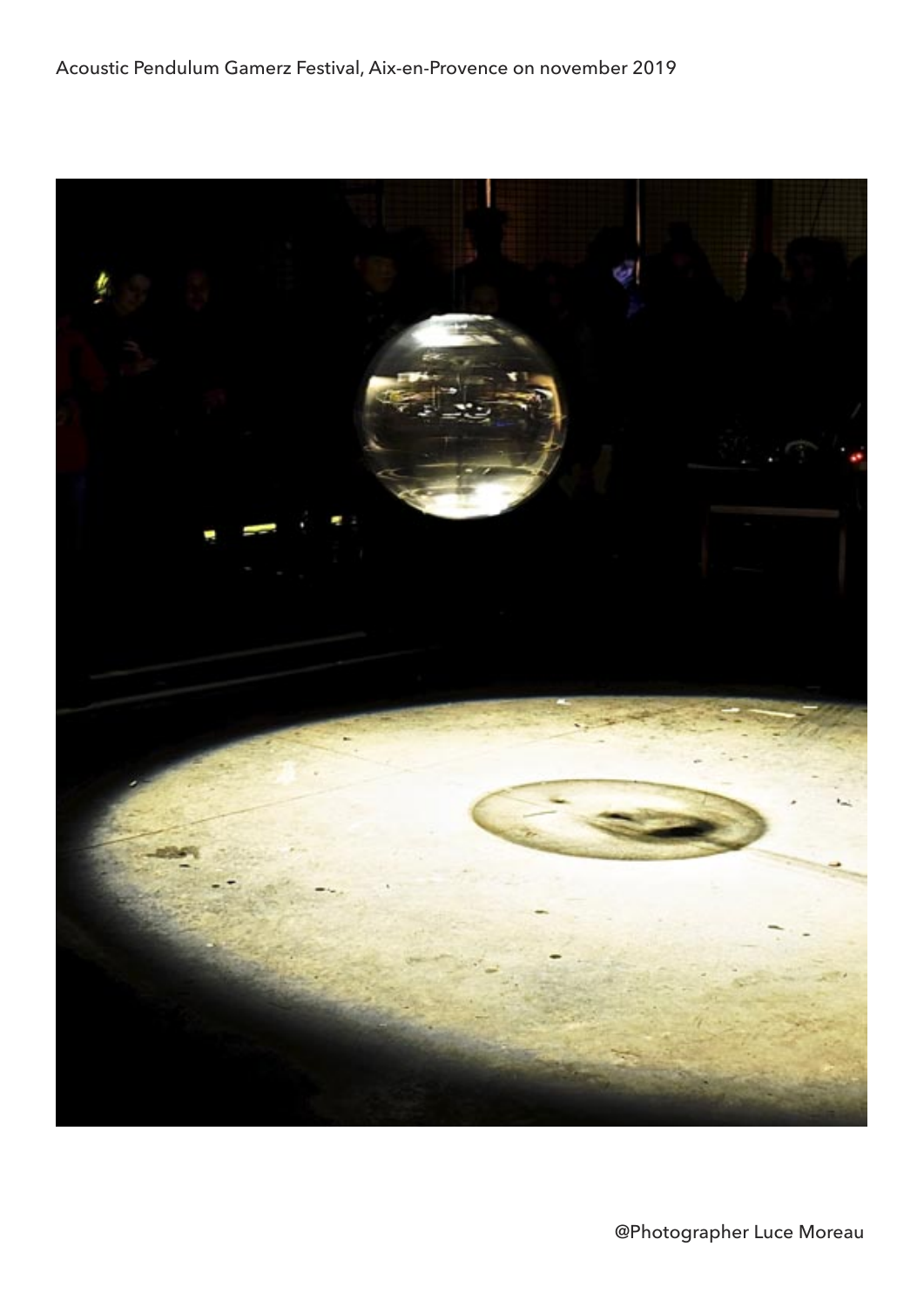Acoustic Pendulum Gamerz Festival, Aix-en-Provence on november 2019

@Photographer Luce Moreau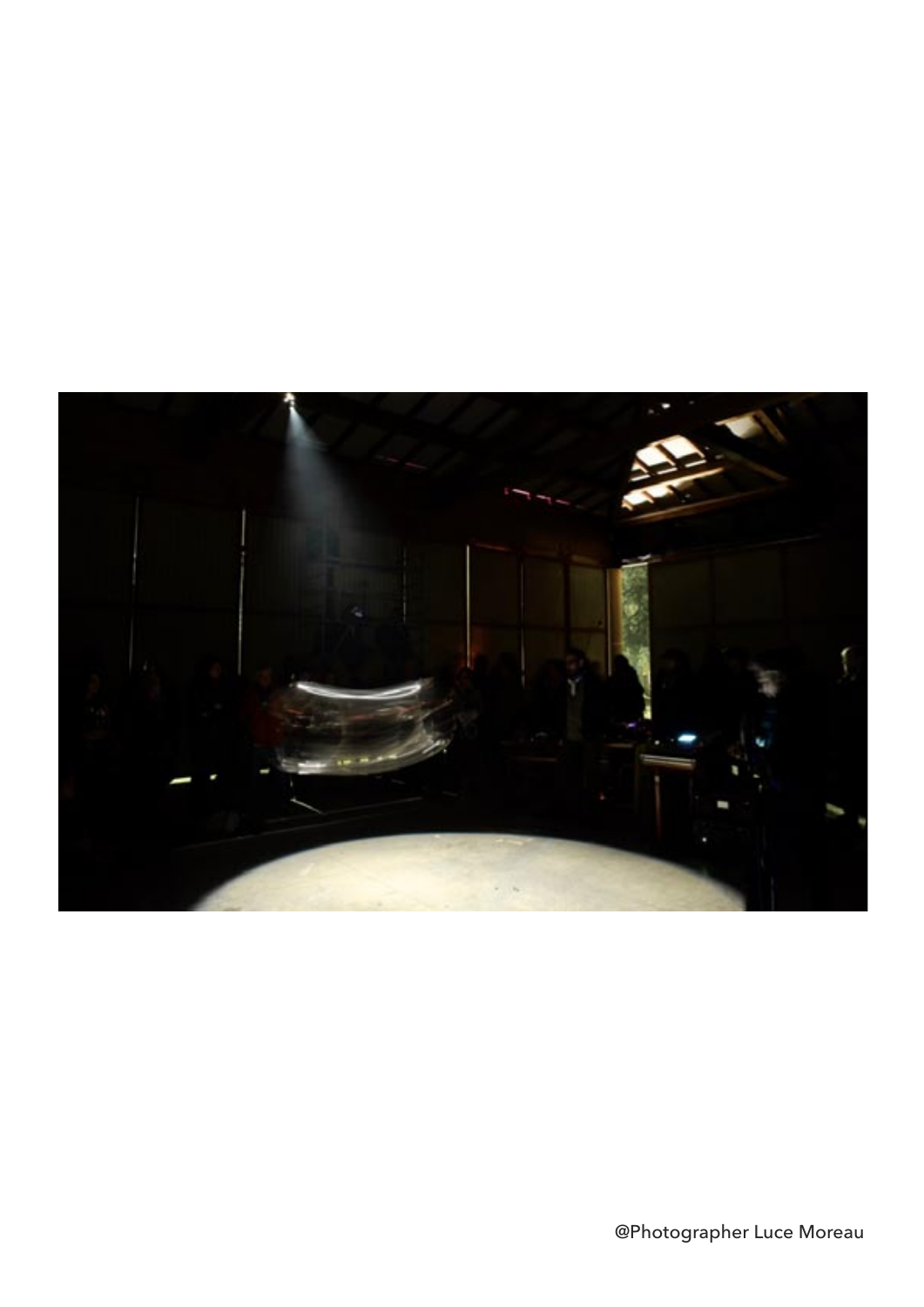@Photographer Luce Moreau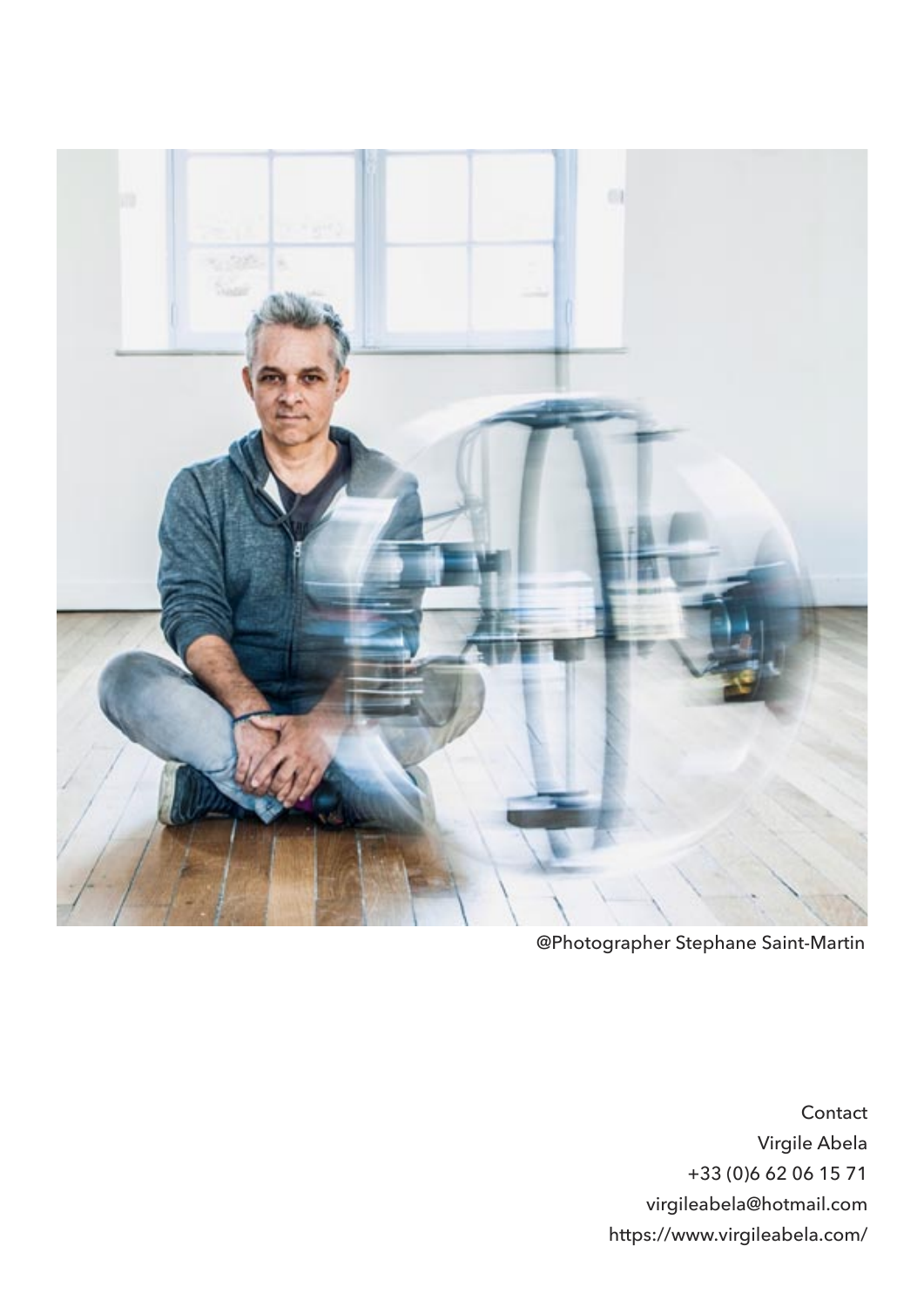@Photographer Stephane Saint-Martin

Contact
Virgile Abela
+33 (0)6 62 06 15 71
virgileabela@hotmail.com
https://www.virgileabela.com/